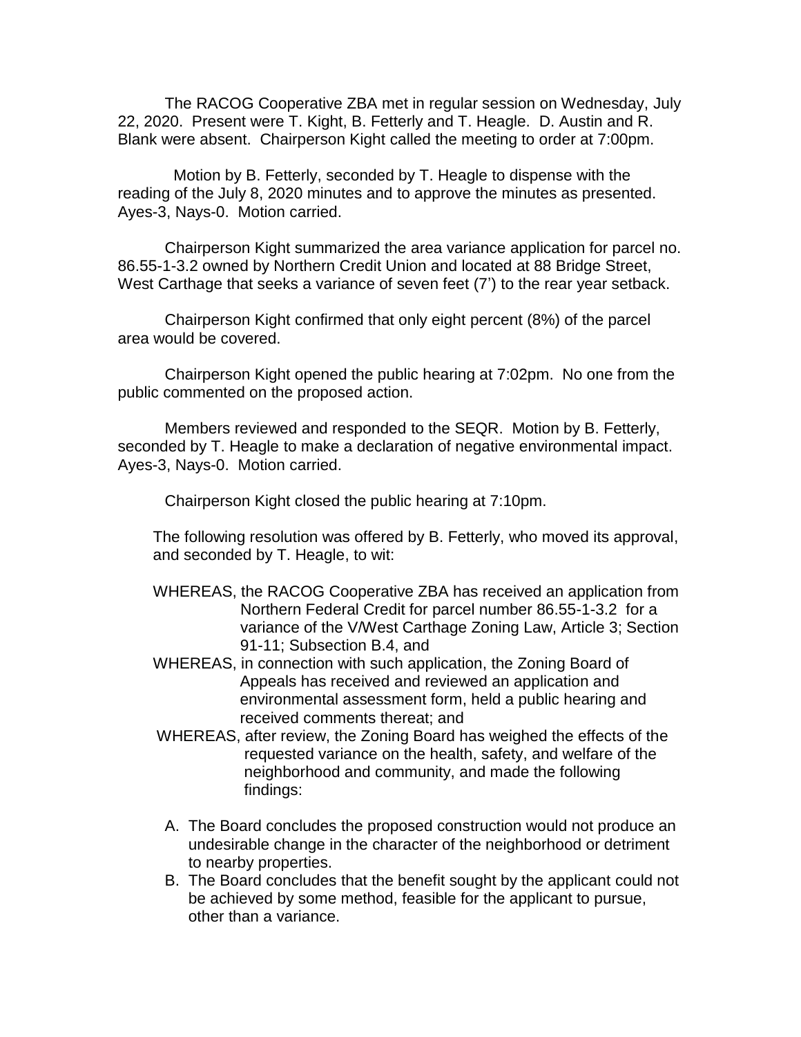The RACOG Cooperative ZBA met in regular session on Wednesday, July 22, 2020. Present were T. Kight, B. Fetterly and T. Heagle. D. Austin and R. Blank were absent. Chairperson Kight called the meeting to order at 7:00pm.

Motion by B. Fetterly, seconded by T. Heagle to dispense with the reading of the July 8, 2020 minutes and to approve the minutes as presented. Ayes-3, Nays-0. Motion carried.

Chairperson Kight summarized the area variance application for parcel no. 86.55-1-3.2 owned by Northern Credit Union and located at 88 Bridge Street, West Carthage that seeks a variance of seven feet (7') to the rear year setback.

Chairperson Kight confirmed that only eight percent (8%) of the parcel area would be covered.

Chairperson Kight opened the public hearing at 7:02pm. No one from the public commented on the proposed action.

Members reviewed and responded to the SEQR. Motion by B. Fetterly, seconded by T. Heagle to make a declaration of negative environmental impact. Ayes-3, Nays-0. Motion carried.

Chairperson Kight closed the public hearing at 7:10pm.

The following resolution was offered by B. Fetterly, who moved its approval, and seconded by T. Heagle, to wit:

WHEREAS, the RACOG Cooperative ZBA has received an application from Northern Federal Credit for parcel number 86.55-1-3.2 for a variance of the V/West Carthage Zoning Law, Article 3; Section 91-11; Subsection B.4, and

WHEREAS, in connection with such application, the Zoning Board of Appeals has received and reviewed an application and environmental assessment form, held a public hearing and received comments thereat; and

WHEREAS, after review, the Zoning Board has weighed the effects of the requested variance on the health, safety, and welfare of the neighborhood and community, and made the following findings:

A. The Board concludes the proposed construction would not produce an undesirable change in the character of the neighborhood or detriment to nearby properties.
B. The Board concludes that the benefit sought by the applicant could not be achieved by some method, feasible for the applicant to pursue, other than a variance.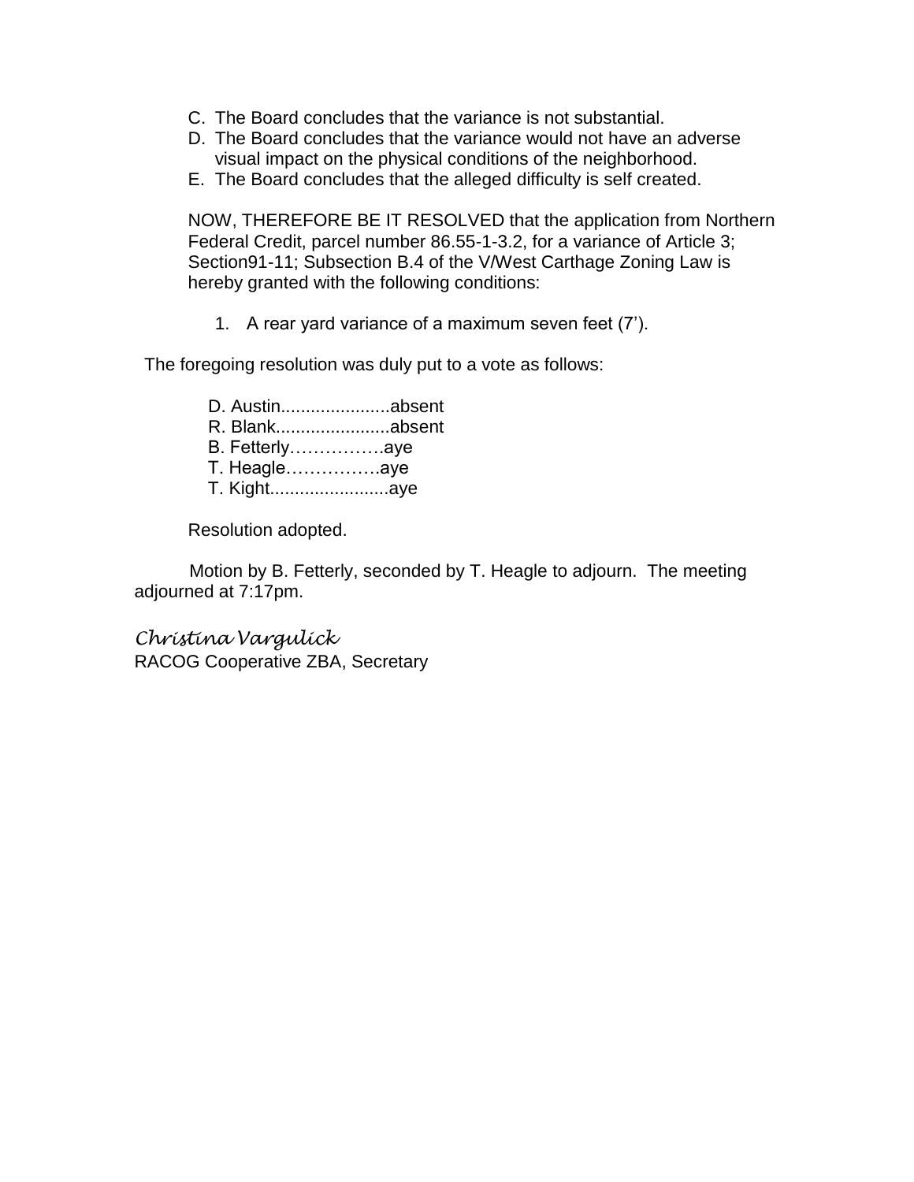C. The Board concludes that the variance is not substantial.
D. The Board concludes that the variance would not have an adverse visual impact on the physical conditions of the neighborhood.
E. The Board concludes that the alleged difficulty is self created.

NOW, THEREFORE BE IT RESOLVED that the application from Northern Federal Credit, parcel number 86.55-1-3.2, for a variance of Article 3; Section91-11; Subsection B.4 of the V/West Carthage Zoning Law is hereby granted with the following conditions:

1. A rear yard variance of a maximum seven feet (7').

The foregoing resolution was duly put to a vote as follows:

D. Austin......................absent
R. Blank.......................absent
B. Fetterly…………….aye
T. Heagle…………….aye
T. Kight........................aye

Resolution adopted.

Motion by B. Fetterly, seconded by T. Heagle to adjourn. The meeting adjourned at 7:17pm.

*Christina Vargulick*
RACOG Cooperative ZBA, Secretary